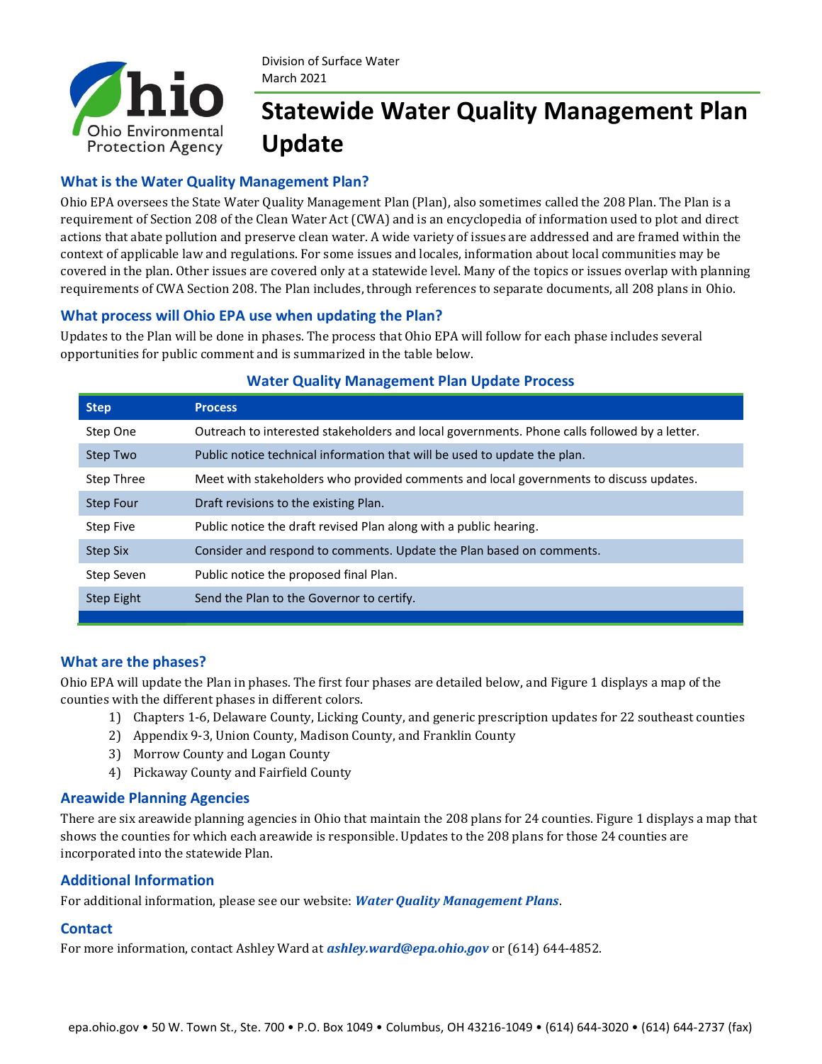Division of Surface Water
March 2021

# Statewide Water Quality Management Plan Update

## What is the Water Quality Management Plan?

Ohio EPA oversees the State Water Quality Management Plan (Plan), also sometimes called the 208 Plan. The Plan is a requirement of Section 208 of the Clean Water Act (CWA) and is an encyclopedia of information used to plot and direct actions that abate pollution and preserve clean water. A wide variety of issues are addressed and are framed within the context of applicable law and regulations. For some issues and locales, information about local communities may be covered in the plan. Other issues are covered only at a statewide level. Many of the topics or issues overlap with planning requirements of CWA Section 208. The Plan includes, through references to separate documents, all 208 plans in Ohio.

## What process will Ohio EPA use when updating the Plan?

Updates to the Plan will be done in phases. The process that Ohio EPA will follow for each phase includes several opportunities for public comment and is summarized in the table below.

### Water Quality Management Plan Update Process

| Step | Process |
|---|---|
| Step One | Outreach to interested stakeholders and local governments. Phone calls followed by a letter. |
| Step Two | Public notice technical information that will be used to update the plan. |
| Step Three | Meet with stakeholders who provided comments and local governments to discuss updates. |
| Step Four | Draft revisions to the existing Plan. |
| Step Five | Public notice the draft revised Plan along with a public hearing. |
| Step Six | Consider and respond to comments. Update the Plan based on comments. |
| Step Seven | Public notice the proposed final Plan. |
| Step Eight | Send the Plan to the Governor to certify. |

## What are the phases?

Ohio EPA will update the Plan in phases. The first four phases are detailed below, and Figure 1 displays a map of the counties with the different phases in different colors.

1) Chapters 1-6, Delaware County, Licking County, and generic prescription updates for 22 southeast counties
2) Appendix 9-3, Union County, Madison County, and Franklin County
3) Morrow County and Logan County
4) Pickaway County and Fairfield County

## Areawide Planning Agencies

There are six areawide planning agencies in Ohio that maintain the 208 plans for 24 counties. Figure 1 displays a map that shows the counties for which each areawide is responsible. Updates to the 208 plans for those 24 counties are incorporated into the statewide Plan.

## Additional Information

For additional information, please see our website: ***Water Quality Management Plans***.

## Contact

For more information, contact Ashley Ward at ***ashley.ward@epa.ohio.gov*** or (614) 644-4852.

epa.ohio.gov • 50 W. Town St., Ste. 700 • P.O. Box 1049 • Columbus, OH 43216-1049 • (614) 644-3020 • (614) 644-2737 (fax)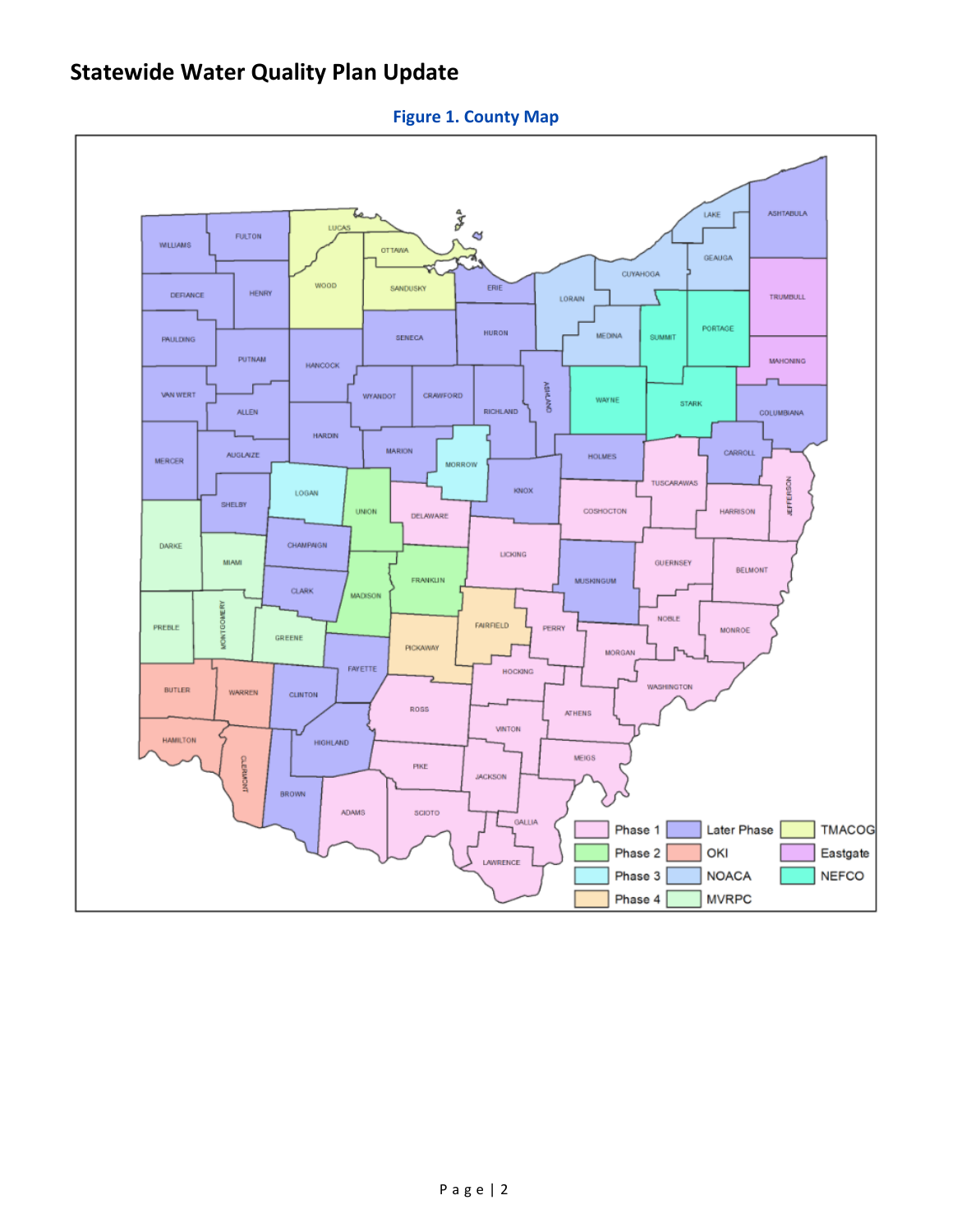# Statewide Water Quality Plan Update

**Figure 1. County Map**

Phase 1
Phase 2
Phase 3
Phase 4
Later Phase
OKI
NOACA
MVRPC
TMACOG
Eastgate
NEFCO